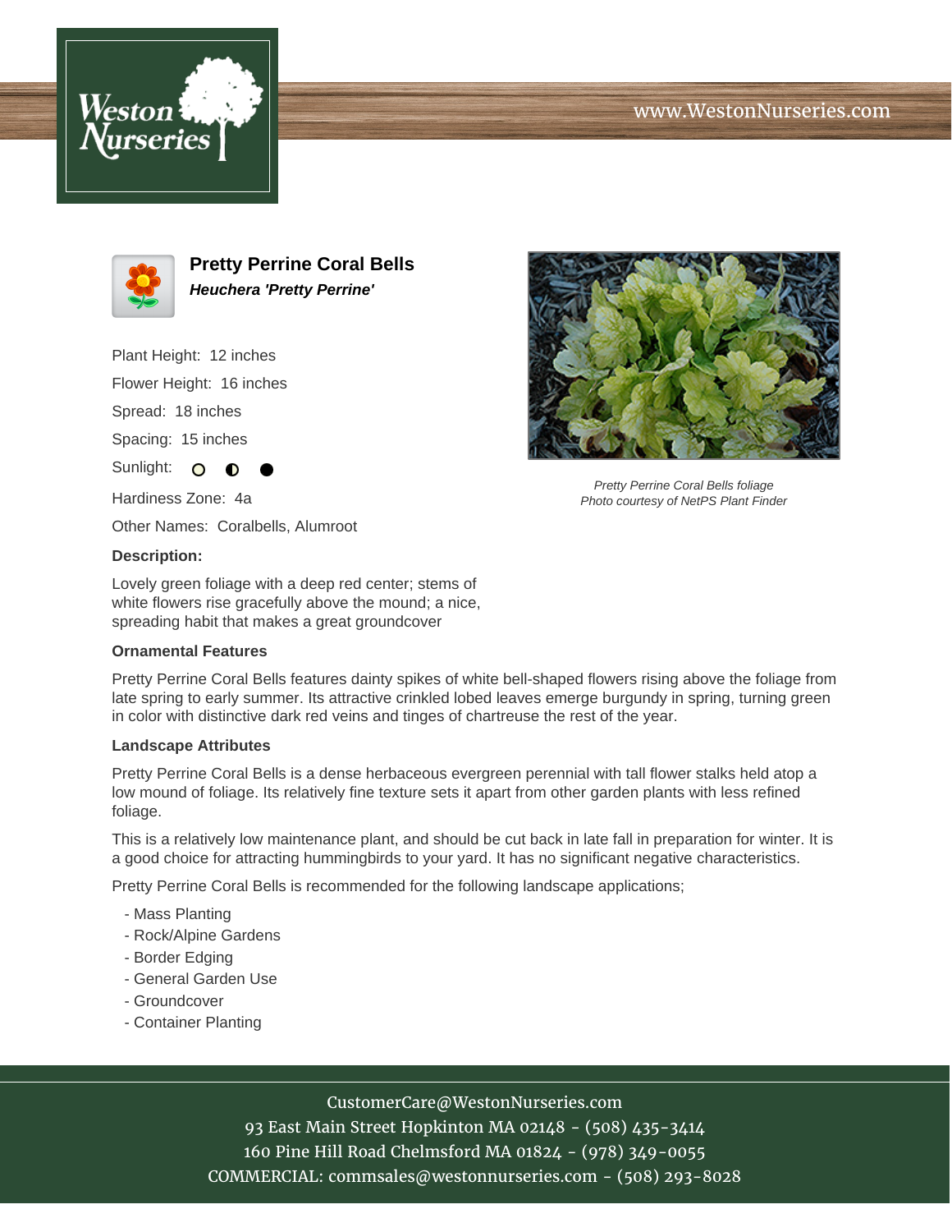# Pretty Perrine Coral Bells

***Heuchera 'Pretty Perrine'***

Plant Height: 12 inches

Flower Height: 16 inches

Spread: 18 inches

Spacing: 15 inches

Sunlight: ○ ◐ ●

Hardiness Zone: 4a

Other Names: Coralbells, Alumroot

*Pretty Perrine Coral Bells foliage*
*Photo courtesy of NetPS Plant Finder*

**Description:**

Lovely green foliage with a deep red center; stems of white flowers rise gracefully above the mound; a nice, spreading habit that makes a great groundcover

### Ornamental Features

Pretty Perrine Coral Bells features dainty spikes of white bell-shaped flowers rising above the foliage from late spring to early summer. Its attractive crinkled lobed leaves emerge burgundy in spring, turning green in color with distinctive dark red veins and tinges of chartreuse the rest of the year.

### Landscape Attributes

Pretty Perrine Coral Bells is a dense herbaceous evergreen perennial with tall flower stalks held atop a low mound of foliage. Its relatively fine texture sets it apart from other garden plants with less refined foliage.

This is a relatively low maintenance plant, and should be cut back in late fall in preparation for winter. It is a good choice for attracting hummingbirds to your yard. It has no significant negative characteristics.

Pretty Perrine Coral Bells is recommended for the following landscape applications;

- Mass Planting
- Rock/Alpine Gardens
- Border Edging
- General Garden Use
- Groundcover
- Container Planting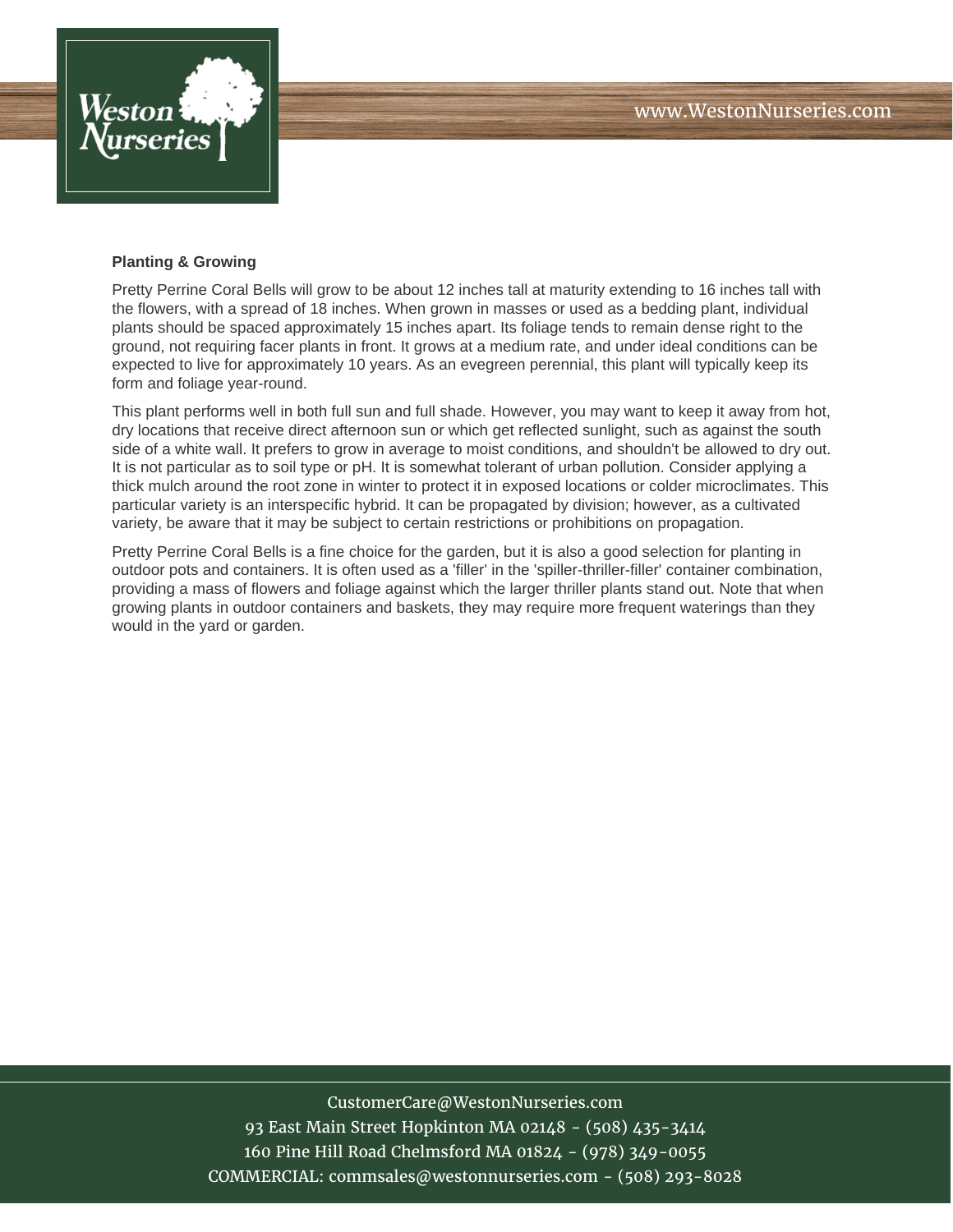**Planting & Growing**

Pretty Perrine Coral Bells will grow to be about 12 inches tall at maturity extending to 16 inches tall with the flowers, with a spread of 18 inches. When grown in masses or used as a bedding plant, individual plants should be spaced approximately 15 inches apart. Its foliage tends to remain dense right to the ground, not requiring facer plants in front. It grows at a medium rate, and under ideal conditions can be expected to live for approximately 10 years. As an evegreen perennial, this plant will typically keep its form and foliage year-round.

This plant performs well in both full sun and full shade. However, you may want to keep it away from hot, dry locations that receive direct afternoon sun or which get reflected sunlight, such as against the south side of a white wall. It prefers to grow in average to moist conditions, and shouldn't be allowed to dry out. It is not particular as to soil type or pH. It is somewhat tolerant of urban pollution. Consider applying a thick mulch around the root zone in winter to protect it in exposed locations or colder microclimates. This particular variety is an interspecific hybrid. It can be propagated by division; however, as a cultivated variety, be aware that it may be subject to certain restrictions or prohibitions on propagation.

Pretty Perrine Coral Bells is a fine choice for the garden, but it is also a good selection for planting in outdoor pots and containers. It is often used as a 'filler' in the 'spiller-thriller-filler' container combination, providing a mass of flowers and foliage against which the larger thriller plants stand out. Note that when growing plants in outdoor containers and baskets, they may require more frequent waterings than they would in the yard or garden.